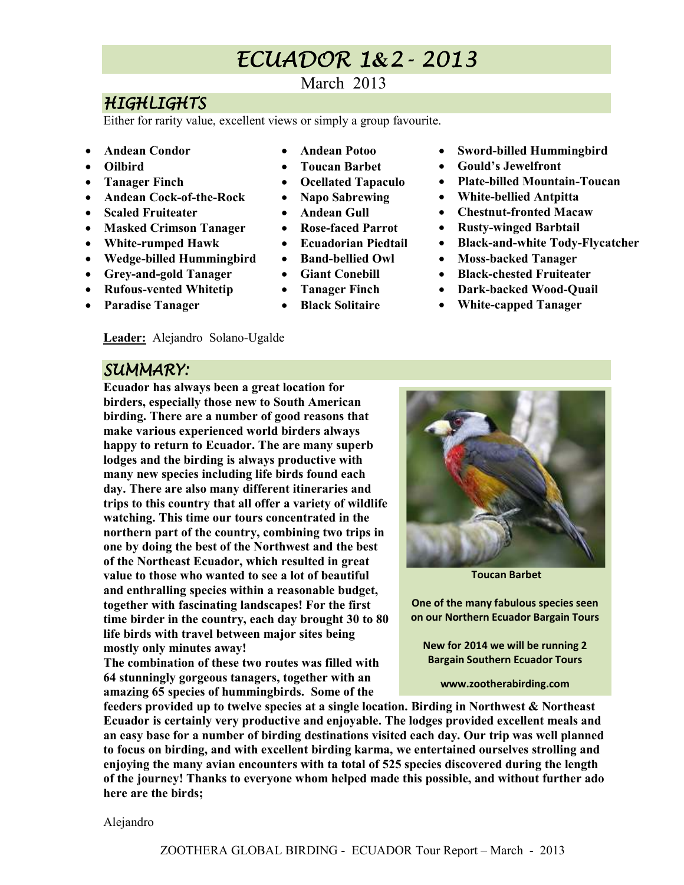# ECUADOR 1&2 - 2013

March 2013

## HIGHLIGHTS

Either for rarity value, excellent views or simply a group favourite.

- **Andean Condor**
- **Oilbird**
- **Tanager Finch**
- **Andean Cock-of-the-Rock**
- **Scaled Fruiteater**
- **Masked Crimson Tanager**
- **White-rumped Hawk**
- **Wedge-billed Hummingbird**
- **Grey-and-gold Tanager**
- **Rufous-vented Whitetip**
- **Paradise Tanager**
- **Andean Potoo**
- **Toucan Barbet**
- **Ocellated Tapaculo**
- **Napo Sabrewing**
- **Andean Gull**
- **Rose-faced Parrot**
- **Ecuadorian Piedtail**
- **Band-bellied Owl**
- **Giant Conebill**
- **Tanager Finch**
- **Black Solitaire**
- **Sword-billed Hummingbird**
- **Gould's Jewelfront**
- **Plate-billed Mountain-Toucan**
- **White-bellied Antpitta**
- **Chestnut-fronted Macaw**
- **Rusty-winged Barbtail**
- **Black-and-white Tody-Flycatcher**
- **Moss-backed Tanager**
- **Black-chested Fruiteater**
- **Dark-backed Wood-Quail**
- **White-capped Tanager**

**Leader:** Alejandro Solano-Ugalde

## SUMMARY:

**Ecuador has always been a great location for birders, especially those new to South American birding. There are a number of good reasons that make various experienced world birders always happy to return to Ecuador. The are many superb lodges and the birding is always productive with many new species including life birds found each day. There are also many different itineraries and trips to this country that all offer a variety of wildlife watching. This time our tours concentrated in the northern part of the country, combining two trips in one by doing the best of the Northwest and the best of the Northeast Ecuador, which resulted in great value to those who wanted to see a lot of beautiful and enthralling species within a reasonable budget, together with fascinating landscapes! For the first time birder in the country, each day brought 30 to 80 life birds with travel between major sites being mostly only minutes away!**
**The combination of these two routes was filled with 64 stunningly gorgeous tanagers, together with an amazing 65 species of hummingbirds. Some of the feeders provided up to twelve species at a single location. Birding in Northwest & Northeast Ecuador is certainly very productive and enjoyable. The lodges provided excellent meals and an easy base for a number of birding destinations visited each day. Our trip was well planned to focus on birding, and with excellent birding karma, we entertained ourselves strolling and enjoying the many avian encounters with ta total of 525 species discovered during the length of the journey! Thanks to everyone whom helped made this possible, and without further ado here are the birds;**

**Toucan Barbet**

**One of the many fabulous species seen on our Northern Ecuador Bargain Tours**

**New for 2014 we will be running 2 Bargain Southern Ecuador Tours**

**www.zootherabirding.com**

Alejandro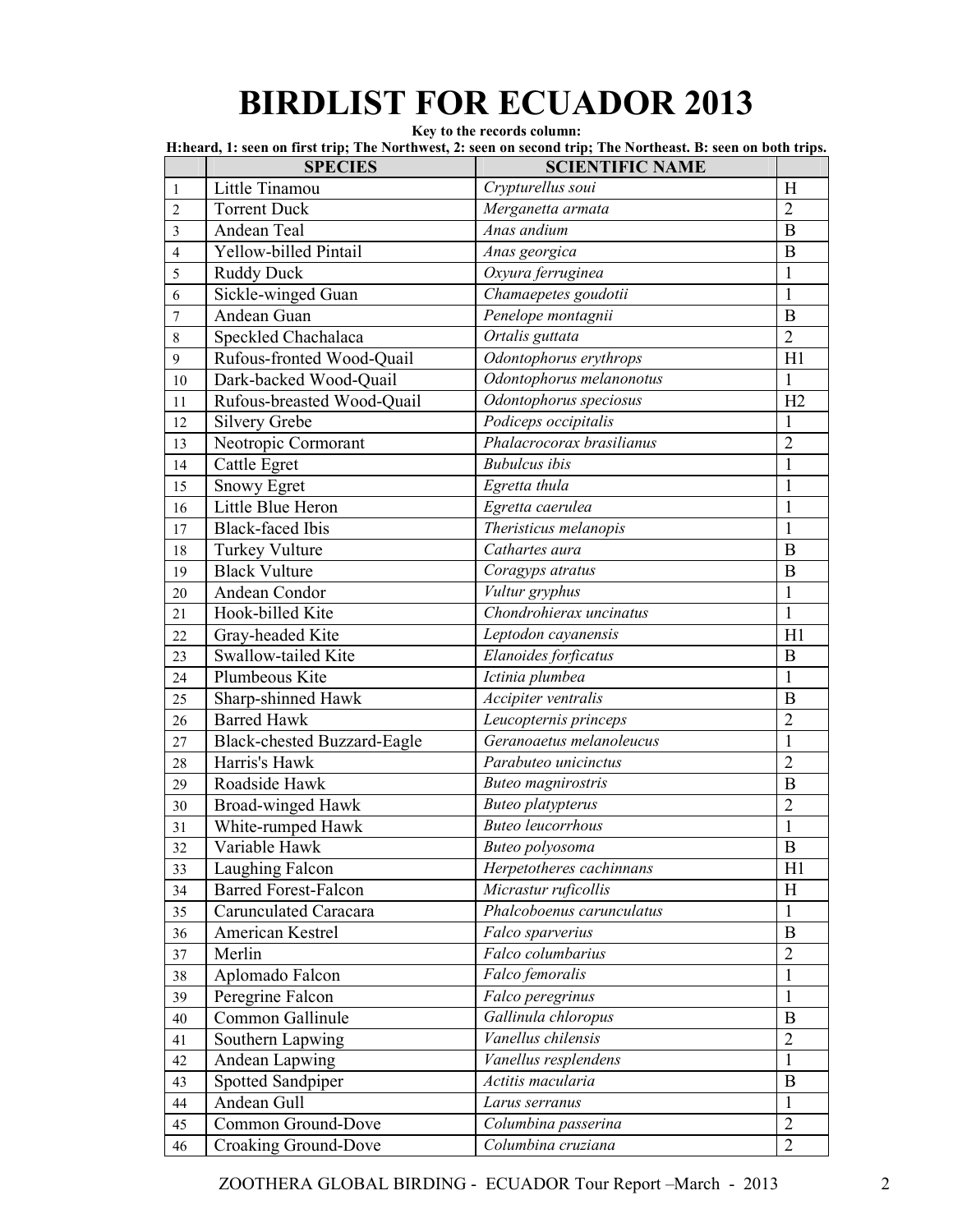# BIRDLIST FOR ECUADOR 2013

**Key to the records column:**

**H:heard, 1: seen on first trip; The Northwest, 2: seen on second trip; The Northeast. B: seen on both trips.**

| | SPECIES | SCIENTIFIC NAME | |
|---|---|---|---|
| 1 | Little Tinamou | *Crypturellus soui* | H |
| 2 | Torrent Duck | *Merganetta armata* | 2 |
| 3 | Andean Teal | *Anas andium* | B |
| 4 | Yellow-billed Pintail | *Anas georgica* | B |
| 5 | Ruddy Duck | *Oxyura ferruginea* | 1 |
| 6 | Sickle-winged Guan | *Chamaepetes goudotii* | 1 |
| 7 | Andean Guan | *Penelope montagnii* | B |
| 8 | Speckled Chachalaca | *Ortalis guttata* | 2 |
| 9 | Rufous-fronted Wood-Quail | *Odontophorus erythrops* | H1 |
| 10 | Dark-backed Wood-Quail | *Odontophorus melanonotus* | 1 |
| 11 | Rufous-breasted Wood-Quail | *Odontophorus speciosus* | H2 |
| 12 | Silvery Grebe | *Podiceps occipitalis* | 1 |
| 13 | Neotropic Cormorant | *Phalacrocorax brasilianus* | 2 |
| 14 | Cattle Egret | *Bubulcus ibis* | 1 |
| 15 | Snowy Egret | *Egretta thula* | 1 |
| 16 | Little Blue Heron | *Egretta caerulea* | 1 |
| 17 | Black-faced Ibis | *Theristicus melanopis* | 1 |
| 18 | Turkey Vulture | *Cathartes aura* | B |
| 19 | Black Vulture | *Coragyps atratus* | B |
| 20 | Andean Condor | *Vultur gryphus* | 1 |
| 21 | Hook-billed Kite | *Chondrohierax uncinatus* | 1 |
| 22 | Gray-headed Kite | *Leptodon cayanensis* | H1 |
| 23 | Swallow-tailed Kite | *Elanoides forficatus* | B |
| 24 | Plumbeous Kite | *Ictinia plumbea* | 1 |
| 25 | Sharp-shinned Hawk | *Accipiter ventralis* | B |
| 26 | Barred Hawk | *Leucopternis princeps* | 2 |
| 27 | Black-chested Buzzard-Eagle | *Geranoaetus melanoleucus* | 1 |
| 28 | Harris's Hawk | *Parabuteo unicinctus* | 2 |
| 29 | Roadside Hawk | *Buteo magnirostris* | B |
| 30 | Broad-winged Hawk | *Buteo platypterus* | 2 |
| 31 | White-rumped Hawk | *Buteo leucorrhous* | 1 |
| 32 | Variable Hawk | *Buteo polyosoma* | B |
| 33 | Laughing Falcon | *Herpetotheres cachinnans* | H1 |
| 34 | Barred Forest-Falcon | *Micrastur ruficollis* | H |
| 35 | Carunculated Caracara | *Phalcoboenus carunculatus* | 1 |
| 36 | American Kestrel | *Falco sparverius* | B |
| 37 | Merlin | *Falco columbarius* | 2 |
| 38 | Aplomado Falcon | *Falco femoralis* | 1 |
| 39 | Peregrine Falcon | *Falco peregrinus* | 1 |
| 40 | Common Gallinule | *Gallinula chloropus* | B |
| 41 | Southern Lapwing | *Vanellus chilensis* | 2 |
| 42 | Andean Lapwing | *Vanellus resplendens* | 1 |
| 43 | Spotted Sandpiper | *Actitis macularia* | B |
| 44 | Andean Gull | *Larus serranus* | 1 |
| 45 | Common Ground-Dove | *Columbina passerina* | 2 |
| 46 | Croaking Ground-Dove | *Columbina cruziana* | 2 |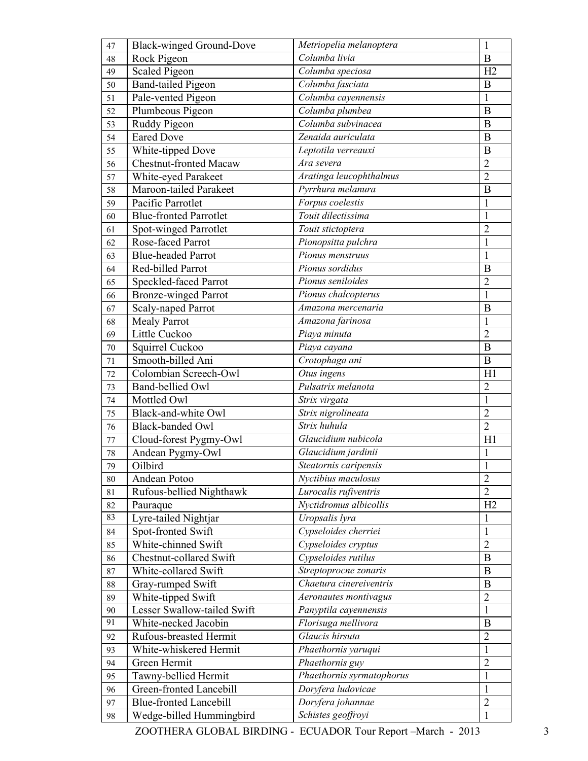| | | | |
|---|---|---|---|
| 47 | Black-winged Ground-Dove | *Metriopelia melanoptera* | 1 |
| 48 | Rock Pigeon | *Columba livia* | B |
| 49 | Scaled Pigeon | *Columba speciosa* | H2 |
| 50 | Band-tailed Pigeon | *Columba fasciata* | B |
| 51 | Pale-vented Pigeon | *Columba cayennensis* | 1 |
| 52 | Plumbeous Pigeon | *Columba plumbea* | B |
| 53 | Ruddy Pigeon | *Columba subvinacea* | B |
| 54 | Eared Dove | *Zenaida auriculata* | B |
| 55 | White-tipped Dove | *Leptotila verreauxi* | B |
| 56 | Chestnut-fronted Macaw | *Ara severa* | 2 |
| 57 | White-eyed Parakeet | *Aratinga leucophthalmus* | 2 |
| 58 | Maroon-tailed Parakeet | *Pyrrhura melanura* | B |
| 59 | Pacific Parrotlet | *Forpus coelestis* | 1 |
| 60 | Blue-fronted Parrotlet | *Touit dilectissima* | 1 |
| 61 | Spot-winged Parrotlet | *Touit stictoptera* | 2 |
| 62 | Rose-faced Parrot | *Pionopsitta pulchra* | 1 |
| 63 | Blue-headed Parrot | *Pionus menstruus* | 1 |
| 64 | Red-billed Parrot | *Pionus sordidus* | B |
| 65 | Speckled-faced Parrot | *Pionus seniloides* | 2 |
| 66 | Bronze-winged Parrot | *Pionus chalcopterus* | 1 |
| 67 | Scaly-naped Parrot | *Amazona mercenaria* | B |
| 68 | Mealy Parrot | *Amazona farinosa* | 1 |
| 69 | Little Cuckoo | *Piaya minuta* | 2 |
| 70 | Squirrel Cuckoo | *Piaya cayana* | B |
| 71 | Smooth-billed Ani | *Crotophaga ani* | B |
| 72 | Colombian Screech-Owl | *Otus ingens* | H1 |
| 73 | Band-bellied Owl | *Pulsatrix melanota* | 2 |
| 74 | Mottled Owl | *Strix virgata* | 1 |
| 75 | Black-and-white Owl | *Strix nigrolineata* | 2 |
| 76 | Black-banded Owl | *Strix huhula* | 2 |
| 77 | Cloud-forest Pygmy-Owl | *Glaucidium nubicola* | H1 |
| 78 | Andean Pygmy-Owl | *Glaucidium jardinii* | 1 |
| 79 | Oilbird | *Steatornis caripensis* | 1 |
| 80 | Andean Potoo | *Nyctibius maculosus* | 2 |
| 81 | Rufous-bellied Nighthawk | *Lurocalis rufiventris* | 2 |
| 82 | Pauraque | *Nyctidromus albicollis* | H2 |
| 83 | Lyre-tailed Nightjar | *Uropsalis lyra* | 1 |
| 84 | Spot-fronted Swift | *Cypseloides cherriei* | 1 |
| 85 | White-chinned Swift | *Cypseloides cryptus* | 2 |
| 86 | Chestnut-collared Swift | *Cypseloides rutilus* | B |
| 87 | White-collared Swift | *Streptoprocne zonaris* | B |
| 88 | Gray-rumped Swift | *Chaetura cinereiventris* | B |
| 89 | White-tipped Swift | *Aeronautes montivagus* | 2 |
| 90 | Lesser Swallow-tailed Swift | *Panyptila cayennensis* | 1 |
| 91 | White-necked Jacobin | *Florisuga mellivora* | B |
| 92 | Rufous-breasted Hermit | *Glaucis hirsuta* | 2 |
| 93 | White-whiskered Hermit | *Phaethornis yaruqui* | 1 |
| 94 | Green Hermit | *Phaethornis guy* | 2 |
| 95 | Tawny-bellied Hermit | *Phaethornis syrmatophorus* | 1 |
| 96 | Green-fronted Lancebill | *Doryfera ludovicae* | 1 |
| 97 | Blue-fronted Lancebill | *Doryfera johannae* | 2 |
| 98 | Wedge-billed Hummingbird | *Schistes geoffroyi* | 1 |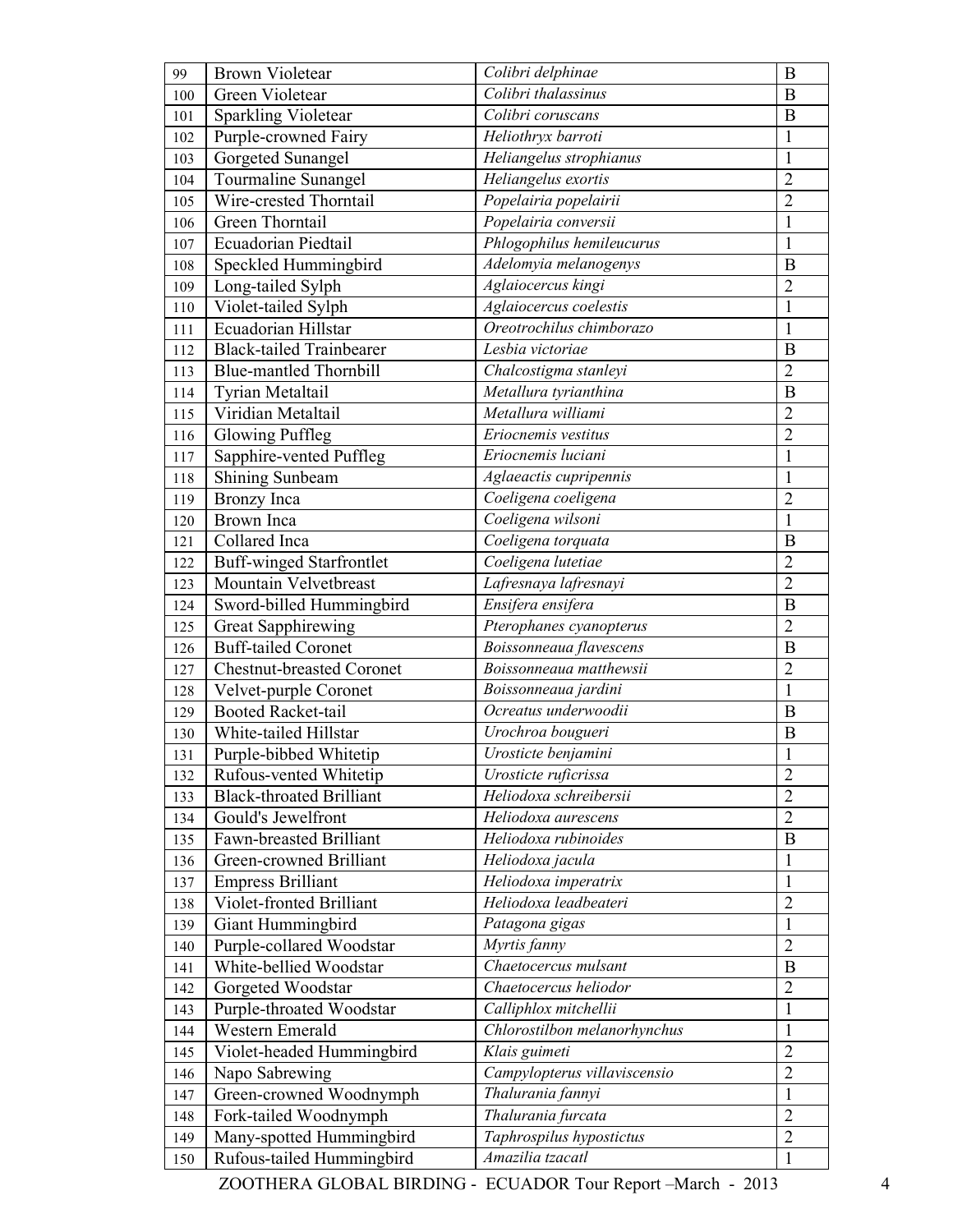| | | | |
|---|---|---|---|
| 99 | Brown Violetear | *Colibri delphinae* | B |
| 100 | Green Violetear | *Colibri thalassinus* | B |
| 101 | Sparkling Violetear | *Colibri coruscans* | B |
| 102 | Purple-crowned Fairy | *Heliothryx barroti* | 1 |
| 103 | Gorgeted Sunangel | *Heliangelus strophianus* | 1 |
| 104 | Tourmaline Sunangel | *Heliangelus exortis* | 2 |
| 105 | Wire-crested Thorntail | *Popelairia popelairii* | 2 |
| 106 | Green Thorntail | *Popelairia conversii* | 1 |
| 107 | Ecuadorian Piedtail | *Phlogophilus hemileucurus* | 1 |
| 108 | Speckled Hummingbird | *Adelomyia melanogenys* | B |
| 109 | Long-tailed Sylph | *Aglaiocercus kingi* | 2 |
| 110 | Violet-tailed Sylph | *Aglaiocercus coelestis* | 1 |
| 111 | Ecuadorian Hillstar | *Oreotrochilus chimborazo* | 1 |
| 112 | Black-tailed Trainbearer | *Lesbia victoriae* | B |
| 113 | Blue-mantled Thornbill | *Chalcostigma stanleyi* | 2 |
| 114 | Tyrian Metaltail | *Metallura tyrianthina* | B |
| 115 | Viridian Metaltail | *Metallura williami* | 2 |
| 116 | Glowing Puffleg | *Eriocnemis vestitus* | 2 |
| 117 | Sapphire-vented Puffleg | *Eriocnemis luciani* | 1 |
| 118 | Shining Sunbeam | *Aglaeactis cupripennis* | 1 |
| 119 | Bronzy Inca | *Coeligena coeligena* | 2 |
| 120 | Brown Inca | *Coeligena wilsoni* | 1 |
| 121 | Collared Inca | *Coeligena torquata* | B |
| 122 | Buff-winged Starfrontlet | *Coeligena lutetiae* | 2 |
| 123 | Mountain Velvetbreast | *Lafresnaya lafresnayi* | 2 |
| 124 | Sword-billed Hummingbird | *Ensifera ensifera* | B |
| 125 | Great Sapphirewing | *Pterophanes cyanopterus* | 2 |
| 126 | Buff-tailed Coronet | *Boissonneaua flavescens* | B |
| 127 | Chestnut-breasted Coronet | *Boissonneaua matthewsii* | 2 |
| 128 | Velvet-purple Coronet | *Boissonneaua jardini* | 1 |
| 129 | Booted Racket-tail | *Ocreatus underwoodii* | B |
| 130 | White-tailed Hillstar | *Urochroa bougueri* | B |
| 131 | Purple-bibbed Whitetip | *Urosticte benjamini* | 1 |
| 132 | Rufous-vented Whitetip | *Urosticte ruficrissa* | 2 |
| 133 | Black-throated Brilliant | *Heliodoxa schreibersii* | 2 |
| 134 | Gould's Jewelfront | *Heliodoxa aurescens* | 2 |
| 135 | Fawn-breasted Brilliant | *Heliodoxa rubinoides* | B |
| 136 | Green-crowned Brilliant | *Heliodoxa jacula* | 1 |
| 137 | Empress Brilliant | *Heliodoxa imperatrix* | 1 |
| 138 | Violet-fronted Brilliant | *Heliodoxa leadbeateri* | 2 |
| 139 | Giant Hummingbird | *Patagona gigas* | 1 |
| 140 | Purple-collared Woodstar | *Myrtis fanny* | 2 |
| 141 | White-bellied Woodstar | *Chaetocercus mulsant* | B |
| 142 | Gorgeted Woodstar | *Chaetocercus heliodor* | 2 |
| 143 | Purple-throated Woodstar | *Calliphlox mitchellii* | 1 |
| 144 | Western Emerald | *Chlorostilbon melanorhynchus* | 1 |
| 145 | Violet-headed Hummingbird | *Klais guimeti* | 2 |
| 146 | Napo Sabrewing | *Campylopterus villaviscensio* | 2 |
| 147 | Green-crowned Woodnymph | *Thalurania fannyi* | 1 |
| 148 | Fork-tailed Woodnymph | *Thalurania furcata* | 2 |
| 149 | Many-spotted Hummingbird | *Taphrospilus hypostictus* | 2 |
| 150 | Rufous-tailed Hummingbird | *Amazilia tzacatl* | 1 |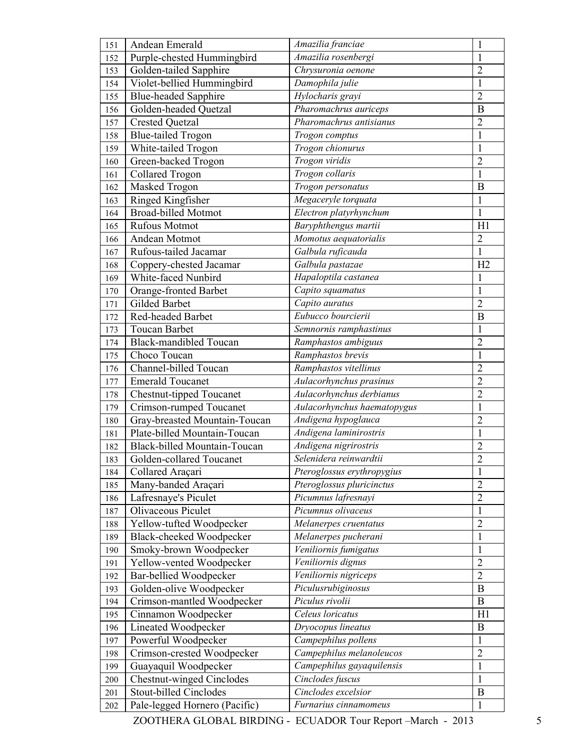| | | | |
|---|---|---|---|
| 151 | Andean Emerald | *Amazilia franciae* | 1 |
| 152 | Purple-chested Hummingbird | *Amazilia rosenbergi* | 1 |
| 153 | Golden-tailed Sapphire | *Chrysuronia oenone* | 2 |
| 154 | Violet-bellied Hummingbird | *Damophila julie* | 1 |
| 155 | Blue-headed Sapphire | *Hylocharis grayi* | 2 |
| 156 | Golden-headed Quetzal | *Pharomachrus auriceps* | B |
| 157 | Crested Quetzal | *Pharomachrus antisianus* | 2 |
| 158 | Blue-tailed Trogon | *Trogon comptus* | 1 |
| 159 | White-tailed Trogon | *Trogon chionurus* | 1 |
| 160 | Green-backed Trogon | *Trogon viridis* | 2 |
| 161 | Collared Trogon | *Trogon collaris* | 1 |
| 162 | Masked Trogon | *Trogon personatus* | B |
| 163 | Ringed Kingfisher | *Megaceryle torquata* | 1 |
| 164 | Broad-billed Motmot | *Electron platyrhynchum* | 1 |
| 165 | Rufous Motmot | *Baryphthengus martii* | H1 |
| 166 | Andean Motmot | *Momotus aequatorialis* | 2 |
| 167 | Rufous-tailed Jacamar | *Galbula ruficauda* | 1 |
| 168 | Coppery-chested Jacamar | *Galbula pastazae* | H2 |
| 169 | White-faced Nunbird | *Hapaloptila castanea* | 1 |
| 170 | Orange-fronted Barbet | *Capito squamatus* | 1 |
| 171 | Gilded Barbet | *Capito auratus* | 2 |
| 172 | Red-headed Barbet | *Eubucco bourcierii* | B |
| 173 | Toucan Barbet | *Semnornis ramphastinus* | 1 |
| 174 | Black-mandibled Toucan | *Ramphastos ambiguus* | 2 |
| 175 | Choco Toucan | *Ramphastos brevis* | 1 |
| 176 | Channel-billed Toucan | *Ramphastos vitellinus* | 2 |
| 177 | Emerald Toucanet | *Aulacorhynchus prasinus* | 2 |
| 178 | Chestnut-tipped Toucanet | *Aulacorhynchus derbianus* | 2 |
| 179 | Crimson-rumped Toucanet | *Aulacorhynchus haematopygus* | 1 |
| 180 | Gray-breasted Mountain-Toucan | *Andigena hypoglauca* | 2 |
| 181 | Plate-billed Mountain-Toucan | *Andigena laminirostris* | 1 |
| 182 | Black-billed Mountain-Toucan | *Andigena nigrirostris* | 2 |
| 183 | Golden-collared Toucanet | *Selenidera reinwardtii* | 2 |
| 184 | Collared Araçari | *Pteroglossus erythropygius* | 1 |
| 185 | Many-banded Araçari | *Pteroglossus pluricinctus* | 2 |
| 186 | Lafresnaye's Piculet | *Picumnus lafresnayi* | 2 |
| 187 | Olivaceous Piculet | *Picumnus olivaceus* | 1 |
| 188 | Yellow-tufted Woodpecker | *Melanerpes cruentatus* | 2 |
| 189 | Black-cheeked Woodpecker | *Melanerpes pucherani* | 1 |
| 190 | Smoky-brown Woodpecker | *Veniliornis fumigatus* | 1 |
| 191 | Yellow-vented Woodpecker | *Veniliornis dignus* | 2 |
| 192 | Bar-bellied Woodpecker | *Veniliornis nigriceps* | 2 |
| 193 | Golden-olive Woodpecker | *Piculusrubiginosus* | B |
| 194 | Crimson-mantled Woodpecker | *Piculus rivolii* | B |
| 195 | Cinnamon Woodpecker | *Celeus loricatus* | H1 |
| 196 | Lineated Woodpecker | *Dryocopus lineatus* | B |
| 197 | Powerful Woodpecker | *Campephilus pollens* | 1 |
| 198 | Crimson-crested Woodpecker | *Campephilus melanoleucos* | 2 |
| 199 | Guayaquil Woodpecker | *Campephilus gayaquilensis* | 1 |
| 200 | Chestnut-winged Cinclodes | *Cinclodes fuscus* | 1 |
| 201 | Stout-billed Cinclodes | *Cinclodes excelsior* | B |
| 202 | Pale-legged Hornero (Pacific) | *Furnarius cinnamomeus* | 1 |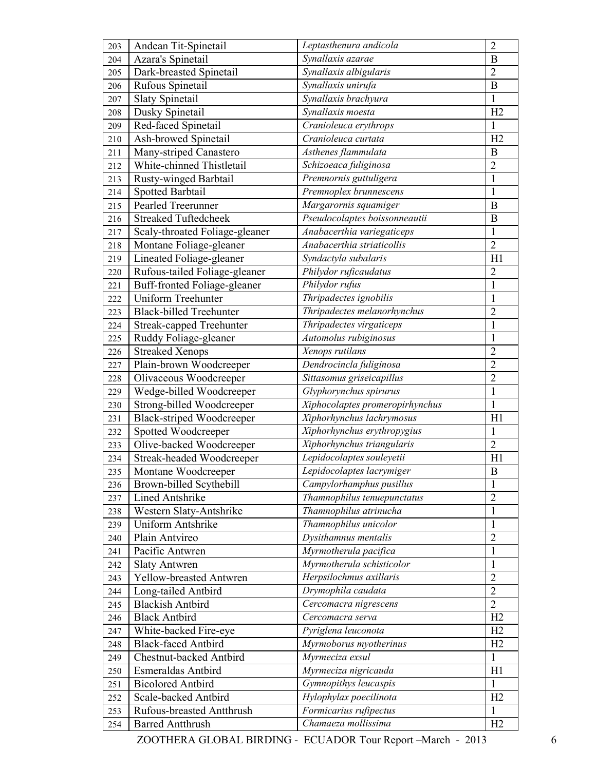| | | | |
|---|---|---|---|
| 203 | Andean Tit-Spinetail | *Leptasthenura andicola* | 2 |
| 204 | Azara's Spinetail | *Synallaxis azarae* | B |
| 205 | Dark-breasted Spinetail | *Synallaxis albigularis* | 2 |
| 206 | Rufous Spinetail | *Synallaxis unirufa* | B |
| 207 | Slaty Spinetail | *Synallaxis brachyura* | 1 |
| 208 | Dusky Spinetail | *Synallaxis moesta* | H2 |
| 209 | Red-faced Spinetail | *Cranioleuca erythrops* | 1 |
| 210 | Ash-browed Spinetail | *Cranioleuca curtata* | H2 |
| 211 | Many-striped Canastero | *Asthenes flammulata* | B |
| 212 | White-chinned Thistletail | *Schizoeaca fuliginosa* | 2 |
| 213 | Rusty-winged Barbtail | *Premnornis guttuligera* | 1 |
| 214 | Spotted Barbtail | *Premnoplex brunnescens* | 1 |
| 215 | Pearled Treerunner | *Margarornis squamiger* | B |
| 216 | Streaked Tuftedcheek | *Pseudocolaptes boissonneautii* | B |
| 217 | Scaly-throated Foliage-gleaner | *Anabacerthia variegaticeps* | 1 |
| 218 | Montane Foliage-gleaner | *Anabacerthia striaticollis* | 2 |
| 219 | Lineated Foliage-gleaner | *Syndactyla subalaris* | H1 |
| 220 | Rufous-tailed Foliage-gleaner | *Philydor ruficaudatus* | 2 |
| 221 | Buff-fronted Foliage-gleaner | *Philydor rufus* | 1 |
| 222 | Uniform Treehunter | *Thripadectes ignobilis* | 1 |
| 223 | Black-billed Treehunter | *Thripadectes melanorhynchus* | 2 |
| 224 | Streak-capped Treehunter | *Thripadectes virgaticeps* | 1 |
| 225 | Ruddy Foliage-gleaner | *Automolus rubiginosus* | 1 |
| 226 | Streaked Xenops | *Xenops rutilans* | 2 |
| 227 | Plain-brown Woodcreeper | *Dendrocincla fuliginosa* | 2 |
| 228 | Olivaceous Woodcreeper | *Sittasomus griseicapillus* | 2 |
| 229 | Wedge-billed Woodcreeper | *Glyphorynchus spirurus* | 1 |
| 230 | Strong-billed Woodcreeper | *Xiphocolaptes promeropirhynchus* | 1 |
| 231 | Black-striped Woodcreeper | *Xiphorhynchus lachrymosus* | H1 |
| 232 | Spotted Woodcreeper | *Xiphorhynchus erythropygius* | 1 |
| 233 | Olive-backed Woodcreeper | *Xiphorhynchus triangularis* | 2 |
| 234 | Streak-headed Woodcreeper | *Lepidocolaptes souleyetii* | H1 |
| 235 | Montane Woodcreeper | *Lepidocolaptes lacrymiger* | B |
| 236 | Brown-billed Scythebill | *Campylorhamphus pusillus* | 1 |
| 237 | Lined Antshrike | *Thamnophilus tenuepunctatus* | 2 |
| 238 | Western Slaty-Antshrike | *Thamnophilus atrinucha* | 1 |
| 239 | Uniform Antshrike | *Thamnophilus unicolor* | 1 |
| 240 | Plain Antvireo | *Dysithamnus mentalis* | 2 |
| 241 | Pacific Antwren | *Myrmotherula pacifica* | 1 |
| 242 | Slaty Antwren | *Myrmotherula schisticolor* | 1 |
| 243 | Yellow-breasted Antwren | *Herpsilochmus axillaris* | 2 |
| 244 | Long-tailed Antbird | *Drymophila caudata* | 2 |
| 245 | Blackish Antbird | *Cercomacra nigrescens* | 2 |
| 246 | Black Antbird | *Cercomacra serva* | H2 |
| 247 | White-backed Fire-eye | *Pyriglena leuconota* | H2 |
| 248 | Black-faced Antbird | *Myrmoborus myotherinus* | H2 |
| 249 | Chestnut-backed Antbird | *Myrmeciza exsul* | 1 |
| 250 | Esmeraldas Antbird | *Myrmeciza nigricauda* | H1 |
| 251 | Bicolored Antbird | *Gymnopithys leucaspis* | 1 |
| 252 | Scale-backed Antbird | *Hylophylax poecilinota* | H2 |
| 253 | Rufous-breasted Antthrush | *Formicarius rufipectus* | 1 |
| 254 | Barred Antthrush | *Chamaeza mollissima* | H2 |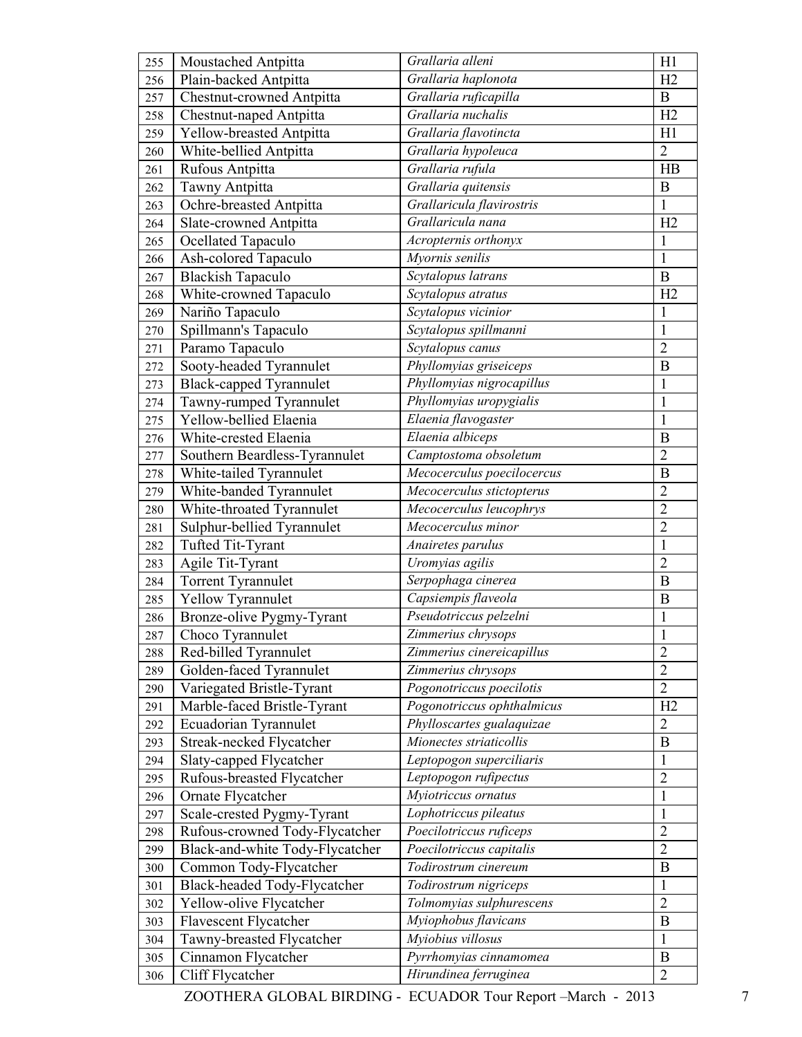| | | | |
|---|---|---|---|
| 255 | Moustached Antpitta | *Grallaria alleni* | H1 |
| 256 | Plain-backed Antpitta | *Grallaria haplonota* | H2 |
| 257 | Chestnut-crowned Antpitta | *Grallaria ruficapilla* | B |
| 258 | Chestnut-naped Antpitta | *Grallaria nuchalis* | H2 |
| 259 | Yellow-breasted Antpitta | *Grallaria flavotincta* | H1 |
| 260 | White-bellied Antpitta | *Grallaria hypoleuca* | 2 |
| 261 | Rufous Antpitta | *Grallaria rufula* | HB |
| 262 | Tawny Antpitta | *Grallaria quitensis* | B |
| 263 | Ochre-breasted Antpitta | *Grallaricula flavirostris* | 1 |
| 264 | Slate-crowned Antpitta | *Grallaricula nana* | H2 |
| 265 | Ocellated Tapaculo | *Acropternis orthonyx* | 1 |
| 266 | Ash-colored Tapaculo | *Myornis senilis* | 1 |
| 267 | Blackish Tapaculo | *Scytalopus latrans* | B |
| 268 | White-crowned Tapaculo | *Scytalopus atratus* | H2 |
| 269 | Nariño Tapaculo | *Scytalopus vicinior* | 1 |
| 270 | Spillmann's Tapaculo | *Scytalopus spillmanni* | 1 |
| 271 | Paramo Tapaculo | *Scytalopus canus* | 2 |
| 272 | Sooty-headed Tyrannulet | *Phyllomyias griseiceps* | B |
| 273 | Black-capped Tyrannulet | *Phyllomyias nigrocapillus* | 1 |
| 274 | Tawny-rumped Tyrannulet | *Phyllomyias uropygialis* | 1 |
| 275 | Yellow-bellied Elaenia | *Elaenia flavogaster* | 1 |
| 276 | White-crested Elaenia | *Elaenia albiceps* | B |
| 277 | Southern Beardless-Tyrannulet | *Camptostoma obsoletum* | 2 |
| 278 | White-tailed Tyrannulet | *Mecocerculus poecilocercus* | B |
| 279 | White-banded Tyrannulet | *Mecocerculus stictopterus* | 2 |
| 280 | White-throated Tyrannulet | *Mecocerculus leucophrys* | 2 |
| 281 | Sulphur-bellied Tyrannulet | *Mecocerculus minor* | 2 |
| 282 | Tufted Tit-Tyrant | *Anairetes parulus* | 1 |
| 283 | Agile Tit-Tyrant | *Uromyias agilis* | 2 |
| 284 | Torrent Tyrannulet | *Serpophaga cinerea* | B |
| 285 | Yellow Tyrannulet | *Capsiempis flaveola* | B |
| 286 | Bronze-olive Pygmy-Tyrant | *Pseudotriccus pelzelni* | 1 |
| 287 | Choco Tyrannulet | *Zimmerius chrysops* | 1 |
| 288 | Red-billed Tyrannulet | *Zimmerius cinereicapillus* | 2 |
| 289 | Golden-faced Tyrannulet | *Zimmerius chrysops* | 2 |
| 290 | Variegated Bristle-Tyrant | *Pogonotriccus poecilotis* | 2 |
| 291 | Marble-faced Bristle-Tyrant | *Pogonotriccus ophthalmicus* | H2 |
| 292 | Ecuadorian Tyrannulet | *Phylloscartes gualaquizae* | 2 |
| 293 | Streak-necked Flycatcher | *Mionectes striaticollis* | B |
| 294 | Slaty-capped Flycatcher | *Leptopogon superciliaris* | 1 |
| 295 | Rufous-breasted Flycatcher | *Leptopogon rufipectus* | 2 |
| 296 | Ornate Flycatcher | *Myiotriccus ornatus* | 1 |
| 297 | Scale-crested Pygmy-Tyrant | *Lophotriccus pileatus* | 1 |
| 298 | Rufous-crowned Tody-Flycatcher | *Poecilotriccus ruficeps* | 2 |
| 299 | Black-and-white Tody-Flycatcher | *Poecilotriccus capitalis* | 2 |
| 300 | Common Tody-Flycatcher | *Todirostrum cinereum* | B |
| 301 | Black-headed Tody-Flycatcher | *Todirostrum nigriceps* | 1 |
| 302 | Yellow-olive Flycatcher | *Tolmomyias sulphurescens* | 2 |
| 303 | Flavescent Flycatcher | *Myiophobus flavicans* | B |
| 304 | Tawny-breasted Flycatcher | *Myiobius villosus* | 1 |
| 305 | Cinnamon Flycatcher | *Pyrrhomyias cinnamomea* | B |
| 306 | Cliff Flycatcher | *Hirundinea ferruginea* | 2 |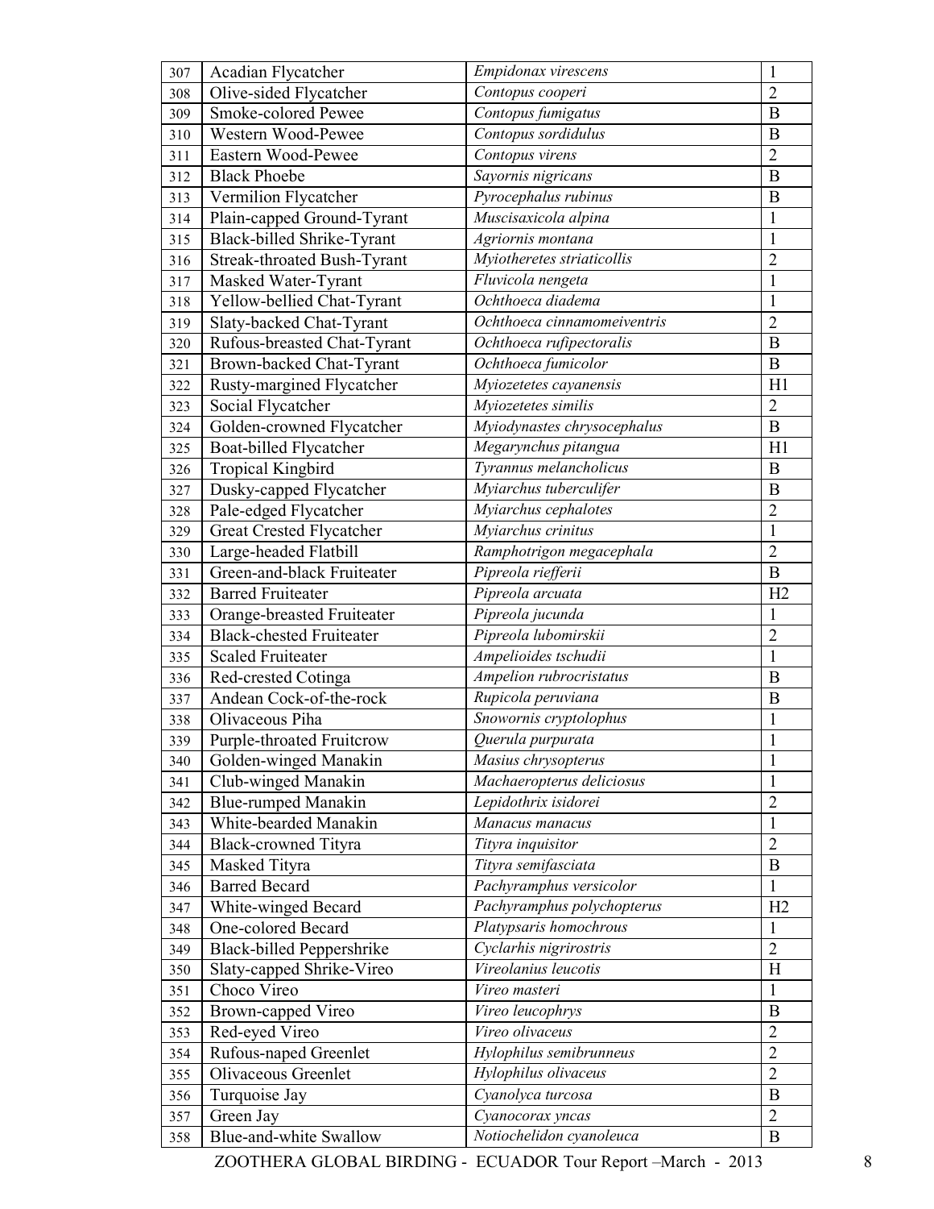| | | | |
|---|---|---|---|
| 307 | Acadian Flycatcher | *Empidonax virescens* | 1 |
| 308 | Olive-sided Flycatcher | *Contopus cooperi* | 2 |
| 309 | Smoke-colored Pewee | *Contopus fumigatus* | B |
| 310 | Western Wood-Pewee | *Contopus sordidulus* | B |
| 311 | Eastern Wood-Pewee | *Contopus virens* | 2 |
| 312 | Black Phoebe | *Sayornis nigricans* | B |
| 313 | Vermilion Flycatcher | *Pyrocephalus rubinus* | B |
| 314 | Plain-capped Ground-Tyrant | *Muscisaxicola alpina* | 1 |
| 315 | Black-billed Shrike-Tyrant | *Agriornis montana* | 1 |
| 316 | Streak-throated Bush-Tyrant | *Myiotheretes striaticollis* | 2 |
| 317 | Masked Water-Tyrant | *Fluvicola nengeta* | 1 |
| 318 | Yellow-bellied Chat-Tyrant | *Ochthoeca diadema* | 1 |
| 319 | Slaty-backed Chat-Tyrant | *Ochthoeca cinnamomeiventris* | 2 |
| 320 | Rufous-breasted Chat-Tyrant | *Ochthoeca rufipectoralis* | B |
| 321 | Brown-backed Chat-Tyrant | *Ochthoeca fumicolor* | B |
| 322 | Rusty-margined Flycatcher | *Myiozetetes cayanensis* | H1 |
| 323 | Social Flycatcher | *Myiozetetes similis* | 2 |
| 324 | Golden-crowned Flycatcher | *Myiodynastes chrysocephalus* | B |
| 325 | Boat-billed Flycatcher | *Megarynchus pitangua* | H1 |
| 326 | Tropical Kingbird | *Tyrannus melancholicus* | B |
| 327 | Dusky-capped Flycatcher | *Myiarchus tuberculifer* | B |
| 328 | Pale-edged Flycatcher | *Myiarchus cephalotes* | 2 |
| 329 | Great Crested Flycatcher | *Myiarchus crinitus* | 1 |
| 330 | Large-headed Flatbill | *Ramphotrigon megacephala* | 2 |
| 331 | Green-and-black Fruiteater | *Pipreola riefferii* | B |
| 332 | Barred Fruiteater | *Pipreola arcuata* | H2 |
| 333 | Orange-breasted Fruiteater | *Pipreola jucunda* | 1 |
| 334 | Black-chested Fruiteater | *Pipreola lubomirskii* | 2 |
| 335 | Scaled Fruiteater | *Ampelioides tschudii* | 1 |
| 336 | Red-crested Cotinga | *Ampelion rubrocristatus* | B |
| 337 | Andean Cock-of-the-rock | *Rupicola peruviana* | B |
| 338 | Olivaceous Piha | *Snowornis cryptolophus* | 1 |
| 339 | Purple-throated Fruitcrow | *Querula purpurata* | 1 |
| 340 | Golden-winged Manakin | *Masius chrysopterus* | 1 |
| 341 | Club-winged Manakin | *Machaeropterus deliciosus* | 1 |
| 342 | Blue-rumped Manakin | *Lepidothrix isidorei* | 2 |
| 343 | White-bearded Manakin | *Manacus manacus* | 1 |
| 344 | Black-crowned Tityra | *Tityra inquisitor* | 2 |
| 345 | Masked Tityra | *Tityra semifasciata* | B |
| 346 | Barred Becard | *Pachyramphus versicolor* | 1 |
| 347 | White-winged Becard | *Pachyramphus polychopterus* | H2 |
| 348 | One-colored Becard | *Platypsaris homochrous* | 1 |
| 349 | Black-billed Peppershrike | *Cyclarhis nigrirostris* | 2 |
| 350 | Slaty-capped Shrike-Vireo | *Vireolanius leucotis* | H |
| 351 | Choco Vireo | *Vireo masteri* | 1 |
| 352 | Brown-capped Vireo | *Vireo leucophrys* | B |
| 353 | Red-eyed Vireo | *Vireo olivaceus* | 2 |
| 354 | Rufous-naped Greenlet | *Hylophilus semibrunneus* | 2 |
| 355 | Olivaceous Greenlet | *Hylophilus olivaceus* | 2 |
| 356 | Turquoise Jay | *Cyanolyca turcosa* | B |
| 357 | Green Jay | *Cyanocorax yncas* | 2 |
| 358 | Blue-and-white Swallow | *Notiochelidon cyanoleuca* | B |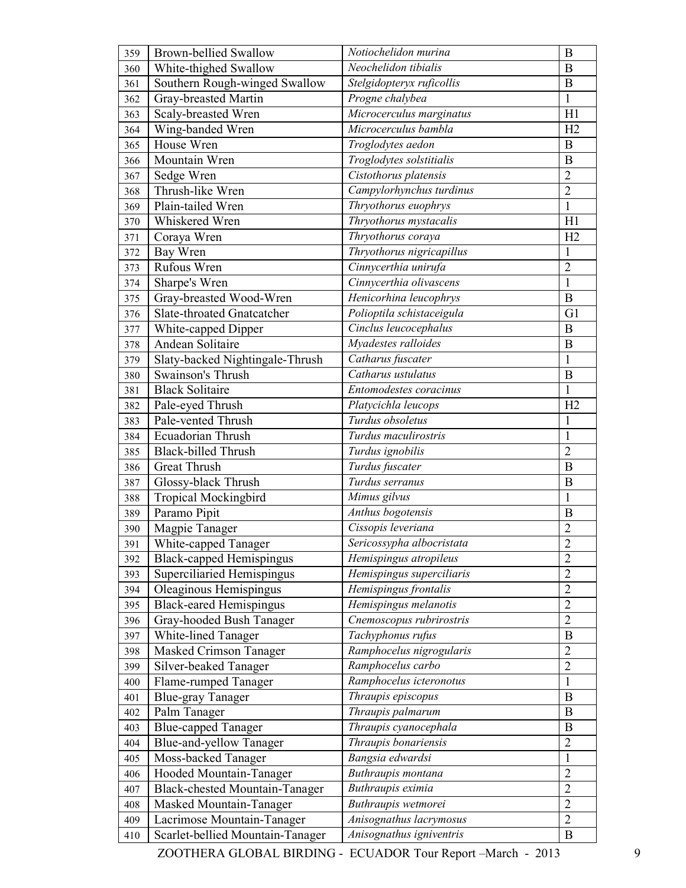| | | | |
|---|---|---|---|
| 359 | Brown-bellied Swallow | *Notiochelidon murina* | B |
| 360 | White-thighed Swallow | *Neochelidon tibialis* | B |
| 361 | Southern Rough-winged Swallow | *Stelgidopteryx ruficollis* | B |
| 362 | Gray-breasted Martin | *Progne chalybea* | 1 |
| 363 | Scaly-breasted Wren | *Microcerculus marginatus* | H1 |
| 364 | Wing-banded Wren | *Microcerculus bambla* | H2 |
| 365 | House Wren | *Troglodytes aedon* | B |
| 366 | Mountain Wren | *Troglodytes solstitialis* | B |
| 367 | Sedge Wren | *Cistothorus platensis* | 2 |
| 368 | Thrush-like Wren | *Campylorhynchus turdinus* | 2 |
| 369 | Plain-tailed Wren | *Thryothorus euophrys* | 1 |
| 370 | Whiskered Wren | *Thryothorus mystacalis* | H1 |
| 371 | Coraya Wren | *Thryothorus coraya* | H2 |
| 372 | Bay Wren | *Thryothorus nigricapillus* | 1 |
| 373 | Rufous Wren | *Cinnycerthia unirufa* | 2 |
| 374 | Sharpe's Wren | *Cinnycerthia olivascens* | 1 |
| 375 | Gray-breasted Wood-Wren | *Henicorhina leucophrys* | B |
| 376 | Slate-throated Gnatcatcher | *Polioptila schistaceigula* | G1 |
| 377 | White-capped Dipper | *Cinclus leucocephalus* | B |
| 378 | Andean Solitaire | *Myadestes ralloides* | B |
| 379 | Slaty-backed Nightingale-Thrush | *Catharus fuscater* | 1 |
| 380 | Swainson's Thrush | *Catharus ustulatus* | B |
| 381 | Black Solitaire | *Entomodestes coracinus* | 1 |
| 382 | Pale-eyed Thrush | *Platycichla leucops* | H2 |
| 383 | Pale-vented Thrush | *Turdus obsoletus* | 1 |
| 384 | Ecuadorian Thrush | *Turdus maculirostris* | 1 |
| 385 | Black-billed Thrush | *Turdus ignobilis* | 2 |
| 386 | Great Thrush | *Turdus fuscater* | B |
| 387 | Glossy-black Thrush | *Turdus serranus* | B |
| 388 | Tropical Mockingbird | *Mimus gilvus* | 1 |
| 389 | Paramo Pipit | *Anthus bogotensis* | B |
| 390 | Magpie Tanager | *Cissopis leveriana* | 2 |
| 391 | White-capped Tanager | *Sericossypha albocristata* | 2 |
| 392 | Black-capped Hemispingus | *Hemispingus atropileus* | 2 |
| 393 | Superciliaried Hemispingus | *Hemispingus superciliaris* | 2 |
| 394 | Oleaginous Hemispingus | *Hemispingus frontalis* | 2 |
| 395 | Black-eared Hemispingus | *Hemispingus melanotis* | 2 |
| 396 | Gray-hooded Bush Tanager | *Cnemoscopus rubrirostris* | 2 |
| 397 | White-lined Tanager | *Tachyphonus rufus* | B |
| 398 | Masked Crimson Tanager | *Ramphocelus nigrogularis* | 2 |
| 399 | Silver-beaked Tanager | *Ramphocelus carbo* | 2 |
| 400 | Flame-rumped Tanager | *Ramphocelus icteronotus* | 1 |
| 401 | Blue-gray Tanager | *Thraupis episcopus* | B |
| 402 | Palm Tanager | *Thraupis palmarum* | B |
| 403 | Blue-capped Tanager | *Thraupis cyanocephala* | B |
| 404 | Blue-and-yellow Tanager | *Thraupis bonariensis* | 2 |
| 405 | Moss-backed Tanager | *Bangsia edwardsi* | 1 |
| 406 | Hooded Mountain-Tanager | *Buthraupis montana* | 2 |
| 407 | Black-chested Mountain-Tanager | *Buthraupis eximia* | 2 |
| 408 | Masked Mountain-Tanager | *Buthraupis wetmorei* | 2 |
| 409 | Lacrimose Mountain-Tanager | *Anisognathus lacrymosus* | 2 |
| 410 | Scarlet-bellied Mountain-Tanager | *Anisognathus igniventris* | B |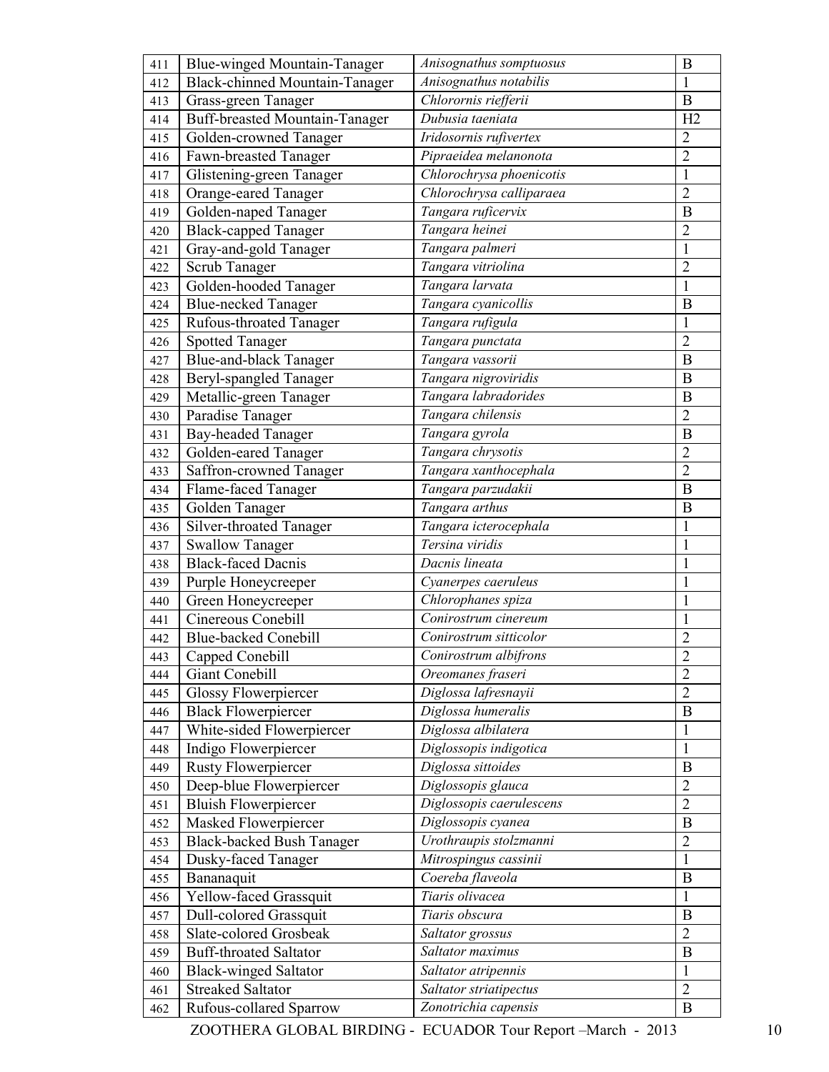| | | | |
|---|---|---|---|
| 411 | Blue-winged Mountain-Tanager | *Anisognathus somptuosus* | B |
| 412 | Black-chinned Mountain-Tanager | *Anisognathus notabilis* | 1 |
| 413 | Grass-green Tanager | *Chlorornis riefferii* | B |
| 414 | Buff-breasted Mountain-Tanager | *Dubusia taeniata* | H2 |
| 415 | Golden-crowned Tanager | *Iridosornis rufivertex* | 2 |
| 416 | Fawn-breasted Tanager | *Pipraeidea melanonota* | 2 |
| 417 | Glistening-green Tanager | *Chlorochrysa phoenicotis* | 1 |
| 418 | Orange-eared Tanager | *Chlorochrysa calliparaea* | 2 |
| 419 | Golden-naped Tanager | *Tangara ruficervix* | B |
| 420 | Black-capped Tanager | *Tangara heinei* | 2 |
| 421 | Gray-and-gold Tanager | *Tangara palmeri* | 1 |
| 422 | Scrub Tanager | *Tangara vitriolina* | 2 |
| 423 | Golden-hooded Tanager | *Tangara larvata* | 1 |
| 424 | Blue-necked Tanager | *Tangara cyanicollis* | B |
| 425 | Rufous-throated Tanager | *Tangara rufigula* | 1 |
| 426 | Spotted Tanager | *Tangara punctata* | 2 |
| 427 | Blue-and-black Tanager | *Tangara vassorii* | B |
| 428 | Beryl-spangled Tanager | *Tangara nigroviridis* | B |
| 429 | Metallic-green Tanager | *Tangara labradorides* | B |
| 430 | Paradise Tanager | *Tangara chilensis* | 2 |
| 431 | Bay-headed Tanager | *Tangara gyrola* | B |
| 432 | Golden-eared Tanager | *Tangara chrysotis* | 2 |
| 433 | Saffron-crowned Tanager | *Tangara xanthocephala* | 2 |
| 434 | Flame-faced Tanager | *Tangara parzudakii* | B |
| 435 | Golden Tanager | *Tangara arthus* | B |
| 436 | Silver-throated Tanager | *Tangara icterocephala* | 1 |
| 437 | Swallow Tanager | *Tersina viridis* | 1 |
| 438 | Black-faced Dacnis | *Dacnis lineata* | 1 |
| 439 | Purple Honeycreeper | *Cyanerpes caeruleus* | 1 |
| 440 | Green Honeycreeper | *Chlorophanes spiza* | 1 |
| 441 | Cinereous Conebill | *Conirostrum cinereum* | 1 |
| 442 | Blue-backed Conebill | *Conirostrum sitticolor* | 2 |
| 443 | Capped Conebill | *Conirostrum albifrons* | 2 |
| 444 | Giant Conebill | *Oreomanes fraseri* | 2 |
| 445 | Glossy Flowerpiercer | *Diglossa lafresnayii* | 2 |
| 446 | Black Flowerpiercer | *Diglossa humeralis* | B |
| 447 | White-sided Flowerpiercer | *Diglossa albilatera* | 1 |
| 448 | Indigo Flowerpiercer | *Diglossopis indigotica* | 1 |
| 449 | Rusty Flowerpiercer | *Diglossa sittoides* | B |
| 450 | Deep-blue Flowerpiercer | *Diglossopis glauca* | 2 |
| 451 | Bluish Flowerpiercer | *Diglossopis caerulescens* | 2 |
| 452 | Masked Flowerpiercer | *Diglossopis cyanea* | B |
| 453 | Black-backed Bush Tanager | *Urothraupis stolzmanni* | 2 |
| 454 | Dusky-faced Tanager | *Mitrospingus cassinii* | 1 |
| 455 | Bananaquit | *Coereba flaveola* | B |
| 456 | Yellow-faced Grassquit | *Tiaris olivacea* | 1 |
| 457 | Dull-colored Grassquit | *Tiaris obscura* | B |
| 458 | Slate-colored Grosbeak | *Saltator grossus* | 2 |
| 459 | Buff-throated Saltator | *Saltator maximus* | B |
| 460 | Black-winged Saltator | *Saltator atripennis* | 1 |
| 461 | Streaked Saltator | *Saltator striatipectus* | 2 |
| 462 | Rufous-collared Sparrow | *Zonotrichia capensis* | B |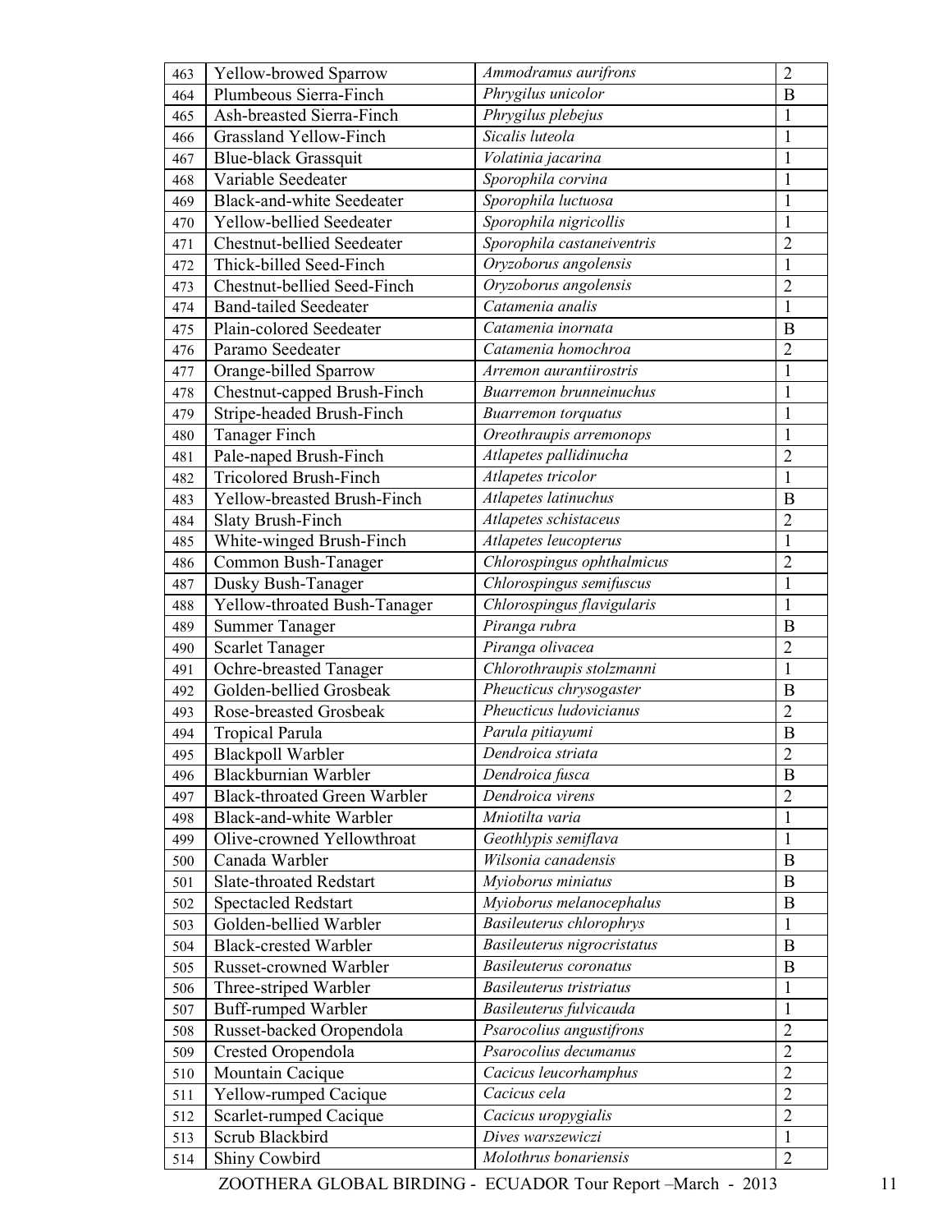| | | | |
|---|---|---|---|
| 463 | Yellow-browed Sparrow | *Ammodramus aurifrons* | 2 |
| 464 | Plumbeous Sierra-Finch | *Phrygilus unicolor* | B |
| 465 | Ash-breasted Sierra-Finch | *Phrygilus plebejus* | 1 |
| 466 | Grassland Yellow-Finch | *Sicalis luteola* | 1 |
| 467 | Blue-black Grassquit | *Volatinia jacarina* | 1 |
| 468 | Variable Seedeater | *Sporophila corvina* | 1 |
| 469 | Black-and-white Seedeater | *Sporophila luctuosa* | 1 |
| 470 | Yellow-bellied Seedeater | *Sporophila nigricollis* | 1 |
| 471 | Chestnut-bellied Seedeater | *Sporophila castaneiventris* | 2 |
| 472 | Thick-billed Seed-Finch | *Oryzoborus angolensis* | 1 |
| 473 | Chestnut-bellied Seed-Finch | *Oryzoborus angolensis* | 2 |
| 474 | Band-tailed Seedeater | *Catamenia analis* | 1 |
| 475 | Plain-colored Seedeater | *Catamenia inornata* | B |
| 476 | Paramo Seedeater | *Catamenia homochroa* | 2 |
| 477 | Orange-billed Sparrow | *Arremon aurantiirostris* | 1 |
| 478 | Chestnut-capped Brush-Finch | *Buarremon brunneinuchus* | 1 |
| 479 | Stripe-headed Brush-Finch | *Buarremon torquatus* | 1 |
| 480 | Tanager Finch | *Oreothraupis arremonops* | 1 |
| 481 | Pale-naped Brush-Finch | *Atlapetes pallidinucha* | 2 |
| 482 | Tricolored Brush-Finch | *Atlapetes tricolor* | 1 |
| 483 | Yellow-breasted Brush-Finch | *Atlapetes latinuchus* | B |
| 484 | Slaty Brush-Finch | *Atlapetes schistaceus* | 2 |
| 485 | White-winged Brush-Finch | *Atlapetes leucopterus* | 1 |
| 486 | Common Bush-Tanager | *Chlorospingus ophthalmicus* | 2 |
| 487 | Dusky Bush-Tanager | *Chlorospingus semifuscus* | 1 |
| 488 | Yellow-throated Bush-Tanager | *Chlorospingus flavigularis* | 1 |
| 489 | Summer Tanager | *Piranga rubra* | B |
| 490 | Scarlet Tanager | *Piranga olivacea* | 2 |
| 491 | Ochre-breasted Tanager | *Chlorothraupis stolzmanni* | 1 |
| 492 | Golden-bellied Grosbeak | *Pheucticus chrysogaster* | B |
| 493 | Rose-breasted Grosbeak | *Pheucticus ludovicianus* | 2 |
| 494 | Tropical Parula | *Parula pitiayumi* | B |
| 495 | Blackpoll Warbler | *Dendroica striata* | 2 |
| 496 | Blackburnian Warbler | *Dendroica fusca* | B |
| 497 | Black-throated Green Warbler | *Dendroica virens* | 2 |
| 498 | Black-and-white Warbler | *Mniotilta varia* | 1 |
| 499 | Olive-crowned Yellowthroat | *Geothlypis semiflava* | 1 |
| 500 | Canada Warbler | *Wilsonia canadensis* | B |
| 501 | Slate-throated Redstart | *Myioborus miniatus* | B |
| 502 | Spectacled Redstart | *Myioborus melanocephalus* | B |
| 503 | Golden-bellied Warbler | *Basileuterus chlorophrys* | 1 |
| 504 | Black-crested Warbler | *Basileuterus nigrocristatus* | B |
| 505 | Russet-crowned Warbler | *Basileuterus coronatus* | B |
| 506 | Three-striped Warbler | *Basileuterus tristriatus* | 1 |
| 507 | Buff-rumped Warbler | *Basileuterus fulvicauda* | 1 |
| 508 | Russet-backed Oropendola | *Psarocolius angustifrons* | 2 |
| 509 | Crested Oropendola | *Psarocolius decumanus* | 2 |
| 510 | Mountain Cacique | *Cacicus leucorhamphus* | 2 |
| 511 | Yellow-rumped Cacique | *Cacicus cela* | 2 |
| 512 | Scarlet-rumped Cacique | *Cacicus uropygialis* | 2 |
| 513 | Scrub Blackbird | *Dives warszewiczi* | 1 |
| 514 | Shiny Cowbird | *Molothrus bonariensis* | 2 |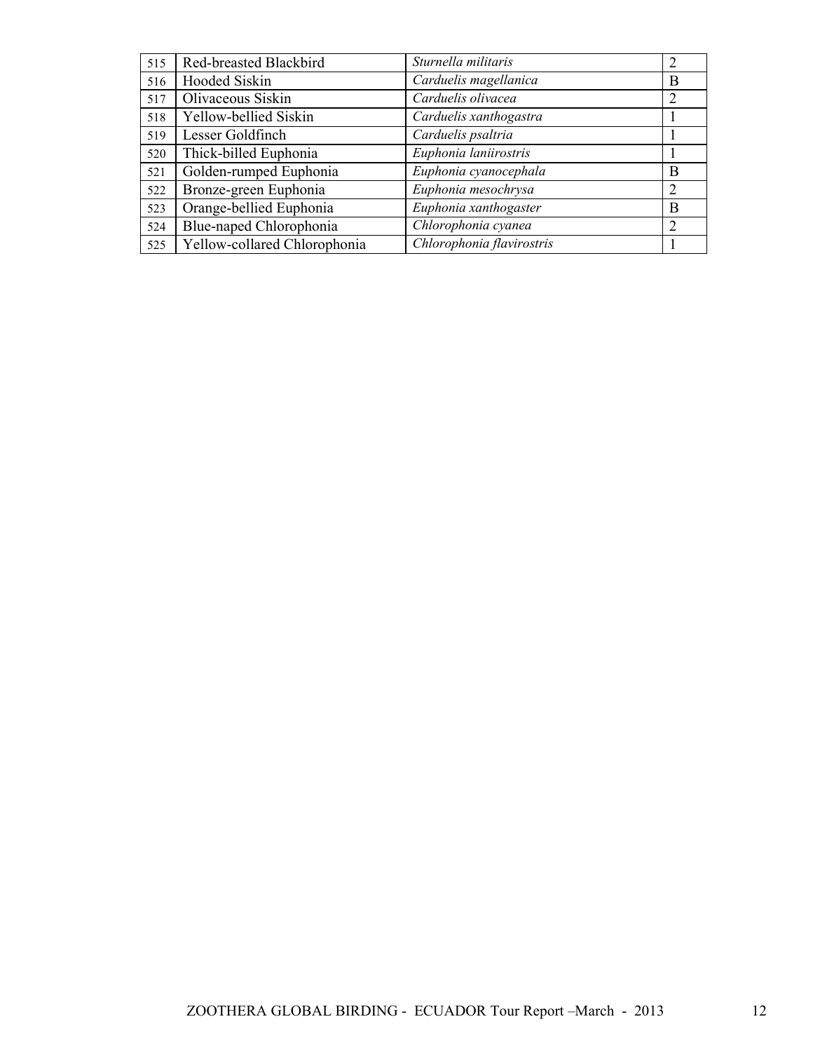| | | | |
|---|---|---|---|
| 515 | Red-breasted Blackbird | *Sturnella militaris* | 2 |
| 516 | Hooded Siskin | *Carduelis magellanica* | B |
| 517 | Olivaceous Siskin | *Carduelis olivacea* | 2 |
| 518 | Yellow-bellied Siskin | *Carduelis xanthogastra* | 1 |
| 519 | Lesser Goldfinch | *Carduelis psaltria* | 1 |
| 520 | Thick-billed Euphonia | *Euphonia laniirostris* | 1 |
| 521 | Golden-rumped Euphonia | *Euphonia cyanocephala* | B |
| 522 | Bronze-green Euphonia | *Euphonia mesochrysa* | 2 |
| 523 | Orange-bellied Euphonia | *Euphonia xanthogaster* | B |
| 524 | Blue-naped Chlorophonia | *Chlorophonia cyanea* | 2 |
| 525 | Yellow-collared Chlorophonia | *Chlorophonia flavirostris* | 1 |